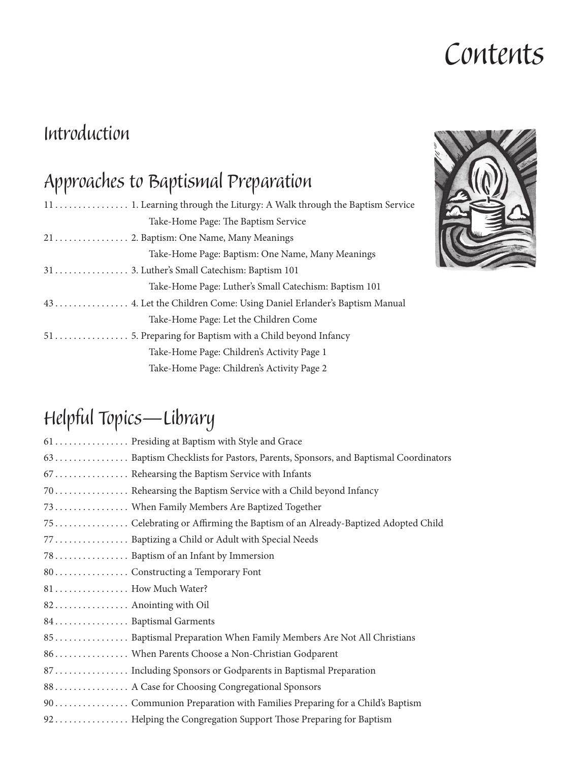# Contents

## Introduction

## Approaches to Baptismal Preparation

11 . . . . . . . . . . . . . . . . 1. Learning through the Liturgy: A Walk through the Baptism Service
Take-Home Page: The Baptism Service

21 . . . . . . . . . . . . . . . . 2. Baptism: One Name, Many Meanings
Take-Home Page: Baptism: One Name, Many Meanings

31 . . . . . . . . . . . . . . . . 3. Luther's Small Catechism: Baptism 101
Take-Home Page: Luther's Small Catechism: Baptism 101

43 . . . . . . . . . . . . . . . . 4. Let the Children Come: Using Daniel Erlander's Baptism Manual
Take-Home Page: Let the Children Come

51 . . . . . . . . . . . . . . . . 5. Preparing for Baptism with a Child beyond Infancy
Take-Home Page: Children's Activity Page 1
Take-Home Page: Children's Activity Page 2

## Helpful Topics—Library

61 . . . . . . . . . . . . . . . . Presiding at Baptism with Style and Grace

63 . . . . . . . . . . . . . . . . Baptism Checklists for Pastors, Parents, Sponsors, and Baptismal Coordinators

67 . . . . . . . . . . . . . . . . Rehearsing the Baptism Service with Infants

70 . . . . . . . . . . . . . . . . Rehearsing the Baptism Service with a Child beyond Infancy

73 . . . . . . . . . . . . . . . . When Family Members Are Baptized Together

75 . . . . . . . . . . . . . . . . Celebrating or Affirming the Baptism of an Already-Baptized Adopted Child

77 . . . . . . . . . . . . . . . . Baptizing a Child or Adult with Special Needs

78 . . . . . . . . . . . . . . . . Baptism of an Infant by Immersion

80 . . . . . . . . . . . . . . . . Constructing a Temporary Font

81 . . . . . . . . . . . . . . . . How Much Water?

82 . . . . . . . . . . . . . . . . Anointing with Oil

84 . . . . . . . . . . . . . . . . Baptismal Garments

85 . . . . . . . . . . . . . . . . Baptismal Preparation When Family Members Are Not All Christians

86 . . . . . . . . . . . . . . . . When Parents Choose a Non-Christian Godparent

87 . . . . . . . . . . . . . . . . Including Sponsors or Godparents in Baptismal Preparation

88 . . . . . . . . . . . . . . . . A Case for Choosing Congregational Sponsors

90 . . . . . . . . . . . . . . . . Communion Preparation with Families Preparing for a Child's Baptism

92 . . . . . . . . . . . . . . . . Helping the Congregation Support Those Preparing for Baptism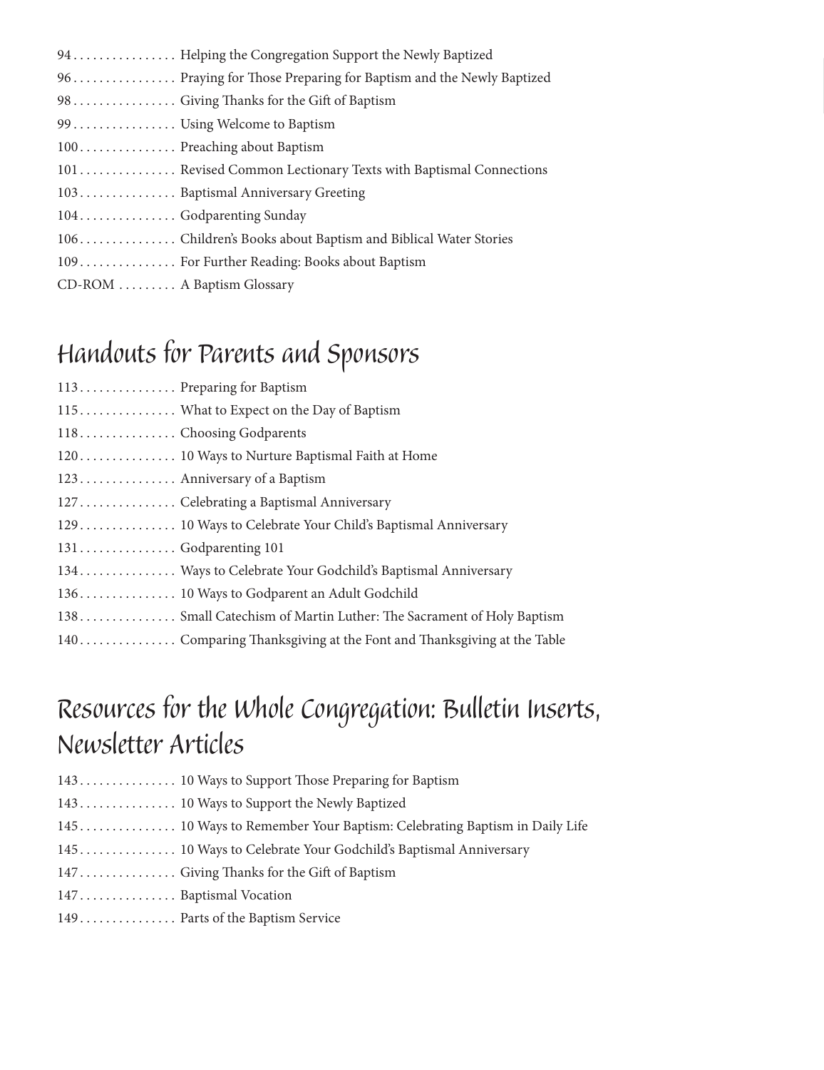94 . . . . . . . . . . . . . . . . Helping the Congregation Support the Newly Baptized
96 . . . . . . . . . . . . . . . . Praying for Those Preparing for Baptism and the Newly Baptized
98 . . . . . . . . . . . . . . . . Giving Thanks for the Gift of Baptism
99 . . . . . . . . . . . . . . . . Using Welcome to Baptism
100 . . . . . . . . . . . . . . . Preaching about Baptism
101 . . . . . . . . . . . . . . . Revised Common Lectionary Texts with Baptismal Connections
103 . . . . . . . . . . . . . . . Baptismal Anniversary Greeting
104 . . . . . . . . . . . . . . . Godparenting Sunday
106 . . . . . . . . . . . . . . . Children's Books about Baptism and Biblical Water Stories
109 . . . . . . . . . . . . . . . For Further Reading: Books about Baptism
CD-ROM . . . . . . . . . A Baptism Glossary

## Handouts for Parents and Sponsors

113 . . . . . . . . . . . . . . . Preparing for Baptism
115 . . . . . . . . . . . . . . . What to Expect on the Day of Baptism
118 . . . . . . . . . . . . . . . Choosing Godparents
120 . . . . . . . . . . . . . . . 10 Ways to Nurture Baptismal Faith at Home
123 . . . . . . . . . . . . . . . Anniversary of a Baptism
127 . . . . . . . . . . . . . . . Celebrating a Baptismal Anniversary
129 . . . . . . . . . . . . . . . 10 Ways to Celebrate Your Child's Baptismal Anniversary
131 . . . . . . . . . . . . . . . Godparenting 101
134 . . . . . . . . . . . . . . . Ways to Celebrate Your Godchild's Baptismal Anniversary
136 . . . . . . . . . . . . . . . 10 Ways to Godparent an Adult Godchild
138 . . . . . . . . . . . . . . . Small Catechism of Martin Luther: The Sacrament of Holy Baptism
140 . . . . . . . . . . . . . . . Comparing Thanksgiving at the Font and Thanksgiving at the Table

## Resources for the Whole Congregation: Bulletin Inserts, Newsletter Articles

143 . . . . . . . . . . . . . . . 10 Ways to Support Those Preparing for Baptism
143 . . . . . . . . . . . . . . . 10 Ways to Support the Newly Baptized
145 . . . . . . . . . . . . . . . 10 Ways to Remember Your Baptism: Celebrating Baptism in Daily Life
145 . . . . . . . . . . . . . . . 10 Ways to Celebrate Your Godchild's Baptismal Anniversary
147 . . . . . . . . . . . . . . . Giving Thanks for the Gift of Baptism
147 . . . . . . . . . . . . . . . Baptismal Vocation
149 . . . . . . . . . . . . . . . Parts of the Baptism Service